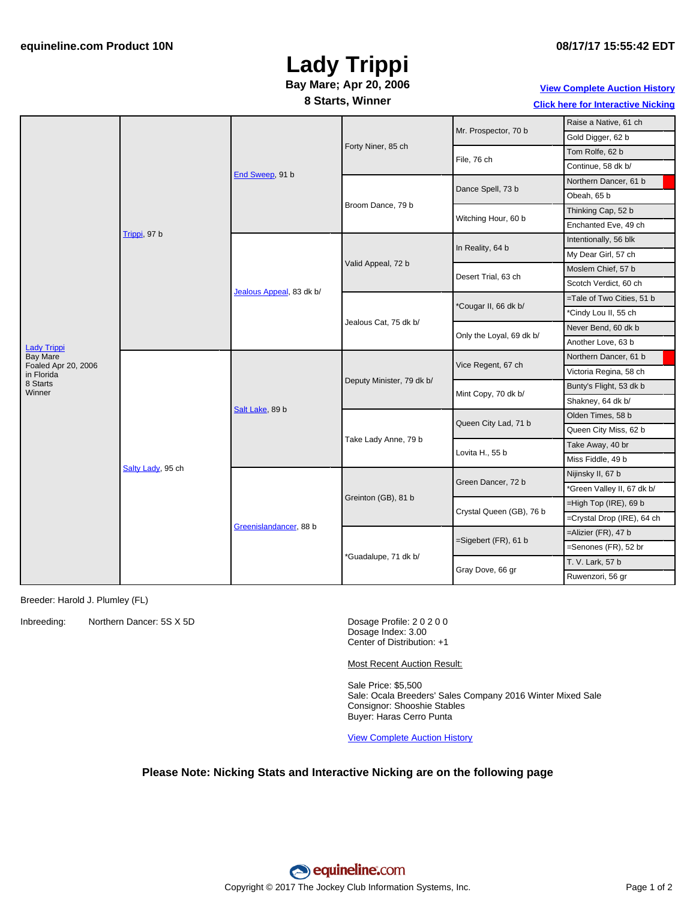# Lady Trippi

**Bay Mare; Apr 20, 2006**

**8 Starts, Winner**

[View Complete Auction History]

[Click here for Interactive Nicking]

| | | | | | |
|---|---|---|---|---|---|
| Lady Trippi<br>Bay Mare<br>Foaled Apr 20, 2006<br>in Florida<br>8 Starts<br>Winner | Trippi, 97 b | End Sweep, 91 b | Forty Niner, 85 ch | Mr. Prospector, 70 b | Raise a Native, 61 ch |
| | | | | | Gold Digger, 62 b |
| | | | | File, 76 ch | Tom Rolfe, 62 b |
| | | | | | Continue, 58 dk b/ |
| | | | Broom Dance, 79 b | Dance Spell, 73 b | Northern Dancer, 61 b |
| | | | | | Obeah, 65 b |
| | | | | Witching Hour, 60 b | Thinking Cap, 52 b |
| | | | | | Enchanted Eve, 49 ch |
| | | Jealous Appeal, 83 dk b/ | Valid Appeal, 72 b | In Reality, 64 b | Intentionally, 56 blk |
| | | | | | My Dear Girl, 57 ch |
| | | | | Desert Trial, 63 ch | Moslem Chief, 57 b |
| | | | | | Scotch Verdict, 60 ch |
| | | | Jealous Cat, 75 dk b/ | *Cougar II, 66 dk b/ | =Tale of Two Cities, 51 b |
| | | | | | *Cindy Lou II, 55 ch |
| | | | | Only the Loyal, 69 dk b/ | Never Bend, 60 dk b |
| | | | | | Another Love, 63 b |
| | Salty Lady, 95 ch | Salt Lake, 89 b | Deputy Minister, 79 dk b/ | Vice Regent, 67 ch | Northern Dancer, 61 b |
| | | | | | Victoria Regina, 58 ch |
| | | | | Mint Copy, 70 dk b/ | Bunty's Flight, 53 dk b |
| | | | | | Shakney, 64 dk b/ |
| | | | Take Lady Anne, 79 b | Queen City Lad, 71 b | Olden Times, 58 b |
| | | | | | Queen City Miss, 62 b |
| | | | | Lovita H., 55 b | Take Away, 40 br |
| | | | | | Miss Fiddle, 49 b |
| | | Greenislandancer, 88 b | Greinton (GB), 81 b | Green Dancer, 72 b | Nijinsky II, 67 b |
| | | | | | *Green Valley II, 67 dk b/ |
| | | | | Crystal Queen (GB), 76 b | =High Top (IRE), 69 b |
| | | | | | =Crystal Drop (IRE), 64 ch |
| | | | *Guadalupe, 71 dk b/ | =Sigebert (FR), 61 b | =Alizier (FR), 47 b |
| | | | | | =Senones (FR), 52 br |
| | | | | Gray Dove, 66 gr | T. V. Lark, 57 b |
| | | | | | Ruwenzori, 56 gr |

Breeder: Harold J. Plumley (FL)

Inbreeding: Northern Dancer: 5S X 5D

Dosage Profile: 2 0 2 0 0
Dosage Index: 3.00
Center of Distribution: +1

Most Recent Auction Result:

Sale Price: $5,500
Sale: Ocala Breeders' Sales Company 2016 Winter Mixed Sale
Consignor: Shooshie Stables
Buyer: Haras Cerro Punta

[View Complete Auction History]

**Please Note: Nicking Stats and Interactive Nicking are on the following page**

Copyright © 2017 The Jockey Club Information Systems, Inc.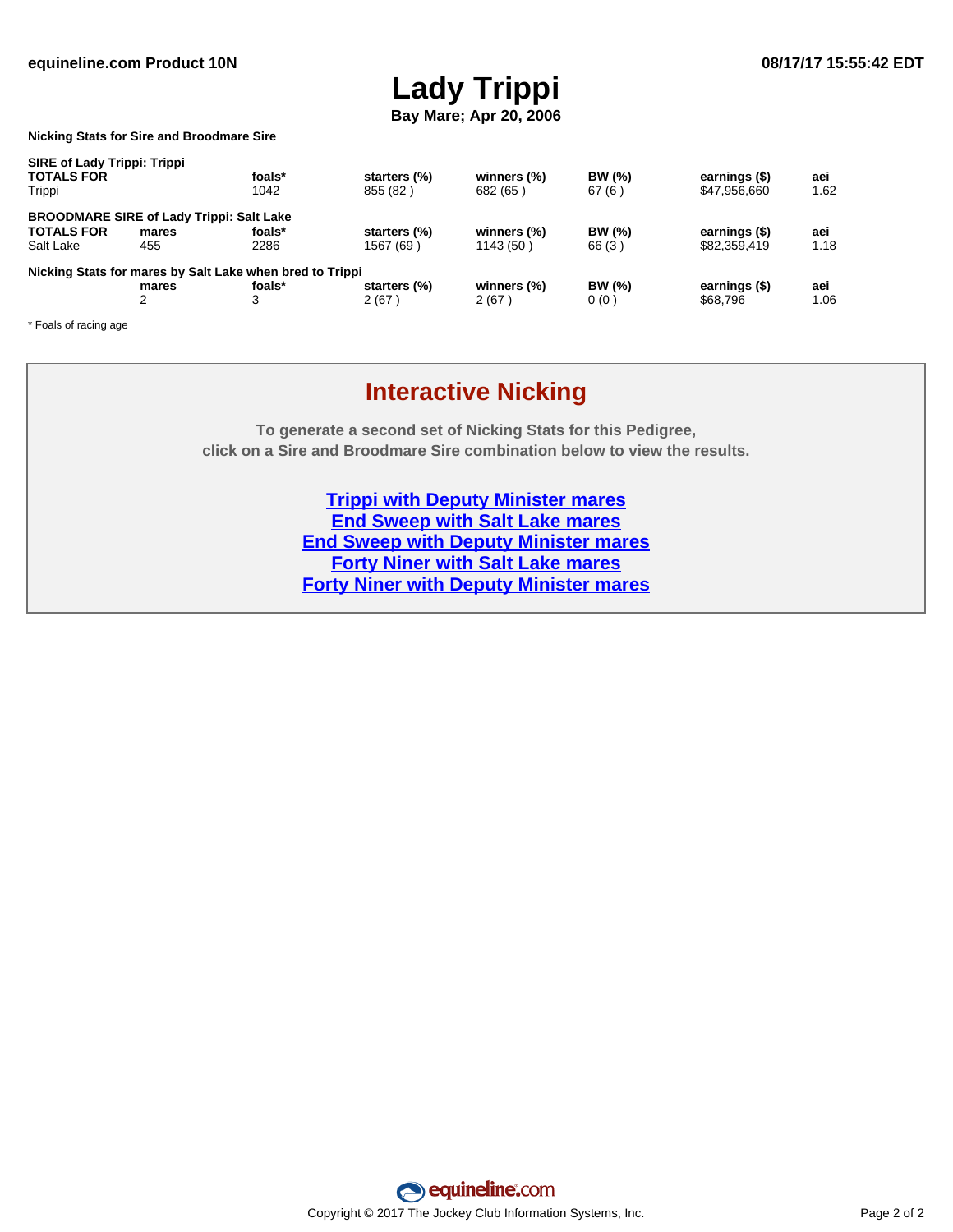# Lady Trippi

**Bay Mare; Apr 20, 2006**

**Nicking Stats for Sire and Broodmare Sire**

**SIRE of Lady Trippi: Trippi**

| TOTALS FOR | | foals* | starters (%) | winners (%) | BW (%) | earnings ($) | aei |
|---|---|---|---|---|---|---|---|
| Trippi | | 1042 | 855 (82 ) | 682 (65 ) | 67 (6 ) | $47,956,660 | 1.62 |

**BROODMARE SIRE of Lady Trippi: Salt Lake**

| TOTALS FOR | mares | foals* | starters (%) | winners (%) | BW (%) | earnings ($) | aei |
|---|---|---|---|---|---|---|---|
| Salt Lake | 455 | 2286 | 1567 (69 ) | 1143 (50 ) | 66 (3 ) | $82,359,419 | 1.18 |

**Nicking Stats for mares by Salt Lake when bred to Trippi**

| | mares | foals* | starters (%) | winners (%) | BW (%) | earnings ($) | aei |
|---|---|---|---|---|---|---|---|
| | 2 | 3 | 2 (67 ) | 2 (67 ) | 0 (0 ) | $68,796 | 1.06 |

* Foals of racing age

## Interactive Nicking

**To generate a second set of Nicking Stats for this Pedigree, click on a Sire and Broodmare Sire combination below to view the results.**

**Trippi with Deputy Minister mares**
**End Sweep with Salt Lake mares**
**End Sweep with Deputy Minister mares**
**Forty Niner with Salt Lake mares**
**Forty Niner with Deputy Minister mares**